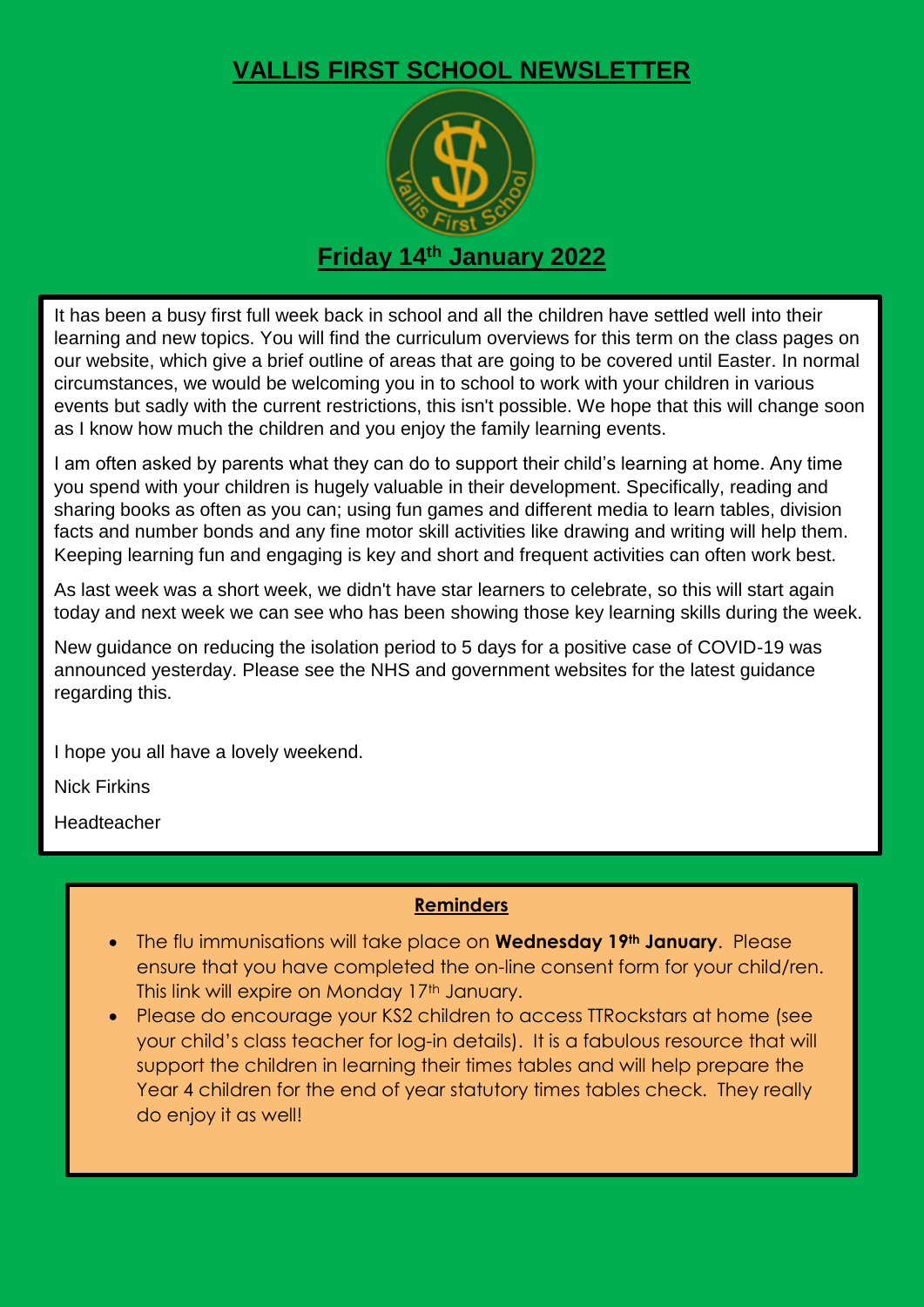# VALLIS FIRST SCHOOL NEWSLETTER

## Friday 14th January 2022

It has been a busy first full week back in school and all the children have settled well into their learning and new topics. You will find the curriculum overviews for this term on the class pages on our website, which give a brief outline of areas that are going to be covered until Easter. In normal circumstances, we would be welcoming you in to school to work with your children in various events but sadly with the current restrictions, this isn't possible. We hope that this will change soon as I know how much the children and you enjoy the family learning events.

I am often asked by parents what they can do to support their child's learning at home. Any time you spend with your children is hugely valuable in their development. Specifically, reading and sharing books as often as you can; using fun games and different media to learn tables, division facts and number bonds and any fine motor skill activities like drawing and writing will help them. Keeping learning fun and engaging is key and short and frequent activities can often work best.

As last week was a short week, we didn't have star learners to celebrate, so this will start again today and next week we can see who has been showing those key learning skills during the week.

New guidance on reducing the isolation period to 5 days for a positive case of COVID-19 was announced yesterday. Please see the NHS and government websites for the latest guidance regarding this.

I hope you all have a lovely weekend.

Nick Firkins

Headteacher

### Reminders

- The flu immunisations will take place on **Wednesday 19th January**. Please ensure that you have completed the on-line consent form for your child/ren. This link will expire on Monday 17th January.
- Please do encourage your KS2 children to access TTRockstars at home (see your child's class teacher for log-in details). It is a fabulous resource that will support the children in learning their times tables and will help prepare the Year 4 children for the end of year statutory times tables check. They really do enjoy it as well!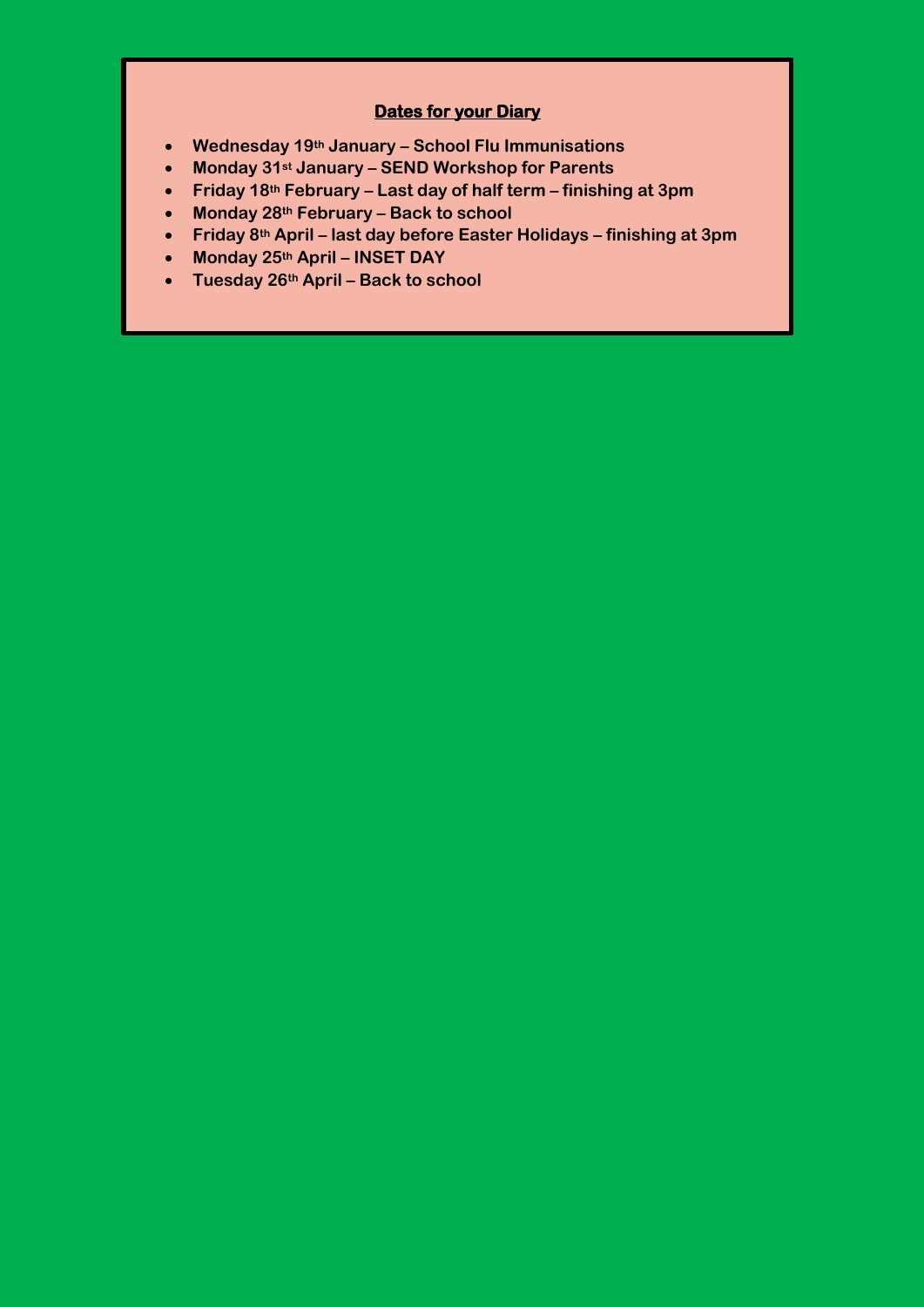## Dates for your Diary

- **Wednesday 19th January – School Flu Immunisations**
- **Monday 31st January – SEND Workshop for Parents**
- **Friday 18th February – Last day of half term – finishing at 3pm**
- **Monday 28th February – Back to school**
- **Friday 8th April – last day before Easter Holidays – finishing at 3pm**
- **Monday 25th April – INSET DAY**
- **Tuesday 26th April – Back to school**